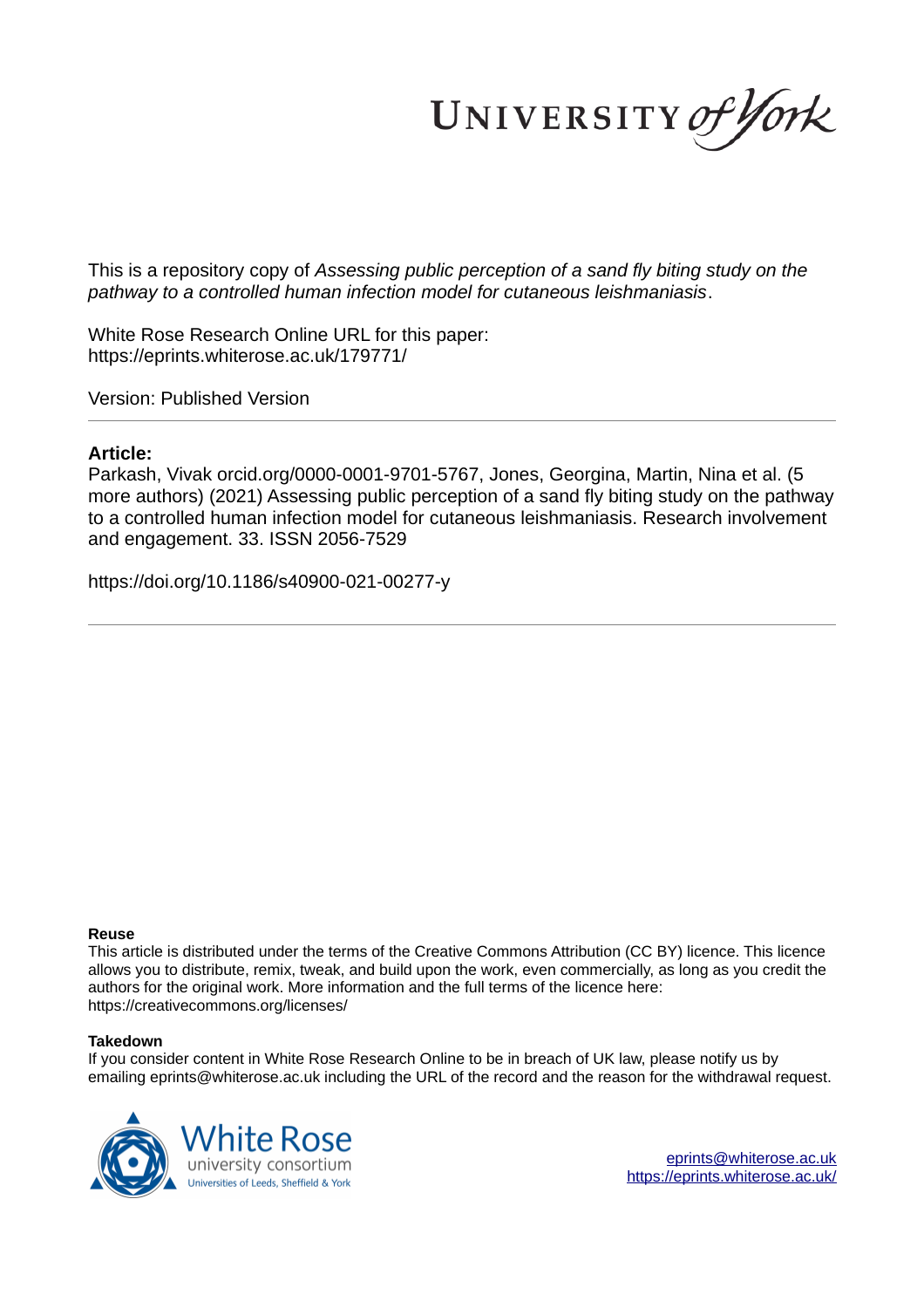This is a repository copy of *Assessing public perception of a sand fly biting study on the pathway to a controlled human infection model for cutaneous leishmaniasis*.

White Rose Research Online URL for this paper:
https://eprints.whiterose.ac.uk/179771/

Version: Published Version

**Article:**

Parkash, Vivak orcid.org/0000-0001-9701-5767, Jones, Georgina, Martin, Nina et al. (5 more authors) (2021) Assessing public perception of a sand fly biting study on the pathway to a controlled human infection model for cutaneous leishmaniasis. Research involvement and engagement. 33. ISSN 2056-7529

https://doi.org/10.1186/s40900-021-00277-y

**Reuse**

This article is distributed under the terms of the Creative Commons Attribution (CC BY) licence. This licence allows you to distribute, remix, tweak, and build upon the work, even commercially, as long as you credit the authors for the original work. More information and the full terms of the licence here: https://creativecommons.org/licenses/

**Takedown**

If you consider content in White Rose Research Online to be in breach of UK law, please notify us by emailing eprints@whiterose.ac.uk including the URL of the record and the reason for the withdrawal request.

eprints@whiterose.ac.uk
https://eprints.whiterose.ac.uk/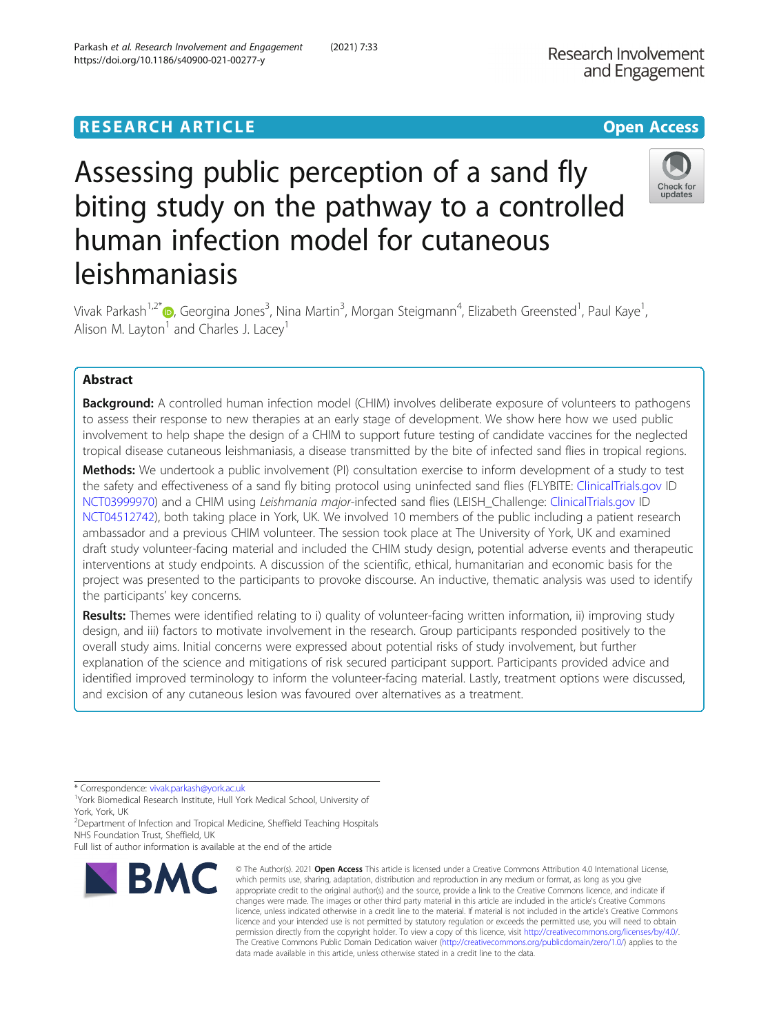# Assessing public perception of a sand fly biting study on the pathway to a controlled human infection model for cutaneous leishmaniasis

Vivak Parkash[1,2*], Georgina Jones[3], Nina Martin[3], Morgan Steigmann[4], Elizabeth Greensted[1], Paul Kaye[1], Alison M. Layton[1] and Charles J. Lacey[1]

## Abstract

**Background:** A controlled human infection model (CHIM) involves deliberate exposure of volunteers to pathogens to assess their response to new therapies at an early stage of development. We show here how we used public involvement to help shape the design of a CHIM to support future testing of candidate vaccines for the neglected tropical disease cutaneous leishmaniasis, a disease transmitted by the bite of infected sand flies in tropical regions.

**Methods:** We undertook a public involvement (PI) consultation exercise to inform development of a study to test the safety and effectiveness of a sand fly biting protocol using uninfected sand flies (FLYBITE: ClinicalTrials.gov ID NCT03999970) and a CHIM using *Leishmania major*-infected sand flies (LEISH_Challenge: ClinicalTrials.gov ID NCT04512742), both taking place in York, UK. We involved 10 members of the public including a patient research ambassador and a previous CHIM volunteer. The session took place at The University of York, UK and examined draft study volunteer-facing material and included the CHIM study design, potential adverse events and therapeutic interventions at study endpoints. A discussion of the scientific, ethical, humanitarian and economic basis for the project was presented to the participants to provoke discourse. An inductive, thematic analysis was used to identify the participants' key concerns.

**Results:** Themes were identified relating to i) quality of volunteer-facing written information, ii) improving study design, and iii) factors to motivate involvement in the research. Group participants responded positively to the overall study aims. Initial concerns were expressed about potential risks of study involvement, but further explanation of the science and mitigations of risk secured participant support. Participants provided advice and identified improved terminology to inform the volunteer-facing material. Lastly, treatment options were discussed, and excision of any cutaneous lesion was favoured over alternatives as a treatment.

\* Correspondence: vivak.parkash@york.ac.uk

[1]York Biomedical Research Institute, Hull York Medical School, University of York, York, UK

[2]Department of Infection and Tropical Medicine, Sheffield Teaching Hospitals NHS Foundation Trust, Sheffield, UK

Full list of author information is available at the end of the article

© The Author(s). 2021 **Open Access** This article is licensed under a Creative Commons Attribution 4.0 International License, which permits use, sharing, adaptation, distribution and reproduction in any medium or format, as long as you give appropriate credit to the original author(s) and the source, provide a link to the Creative Commons licence, and indicate if changes were made. The images or other third party material in this article are included in the article's Creative Commons licence, unless indicated otherwise in a credit line to the material. If material is not included in the article's Creative Commons licence and your intended use is not permitted by statutory regulation or exceeds the permitted use, you will need to obtain permission directly from the copyright holder. To view a copy of this licence, visit http://creativecommons.org/licenses/by/4.0/. The Creative Commons Public Domain Dedication waiver (http://creativecommons.org/publicdomain/zero/1.0/) applies to the data made available in this article, unless otherwise stated in a credit line to the data.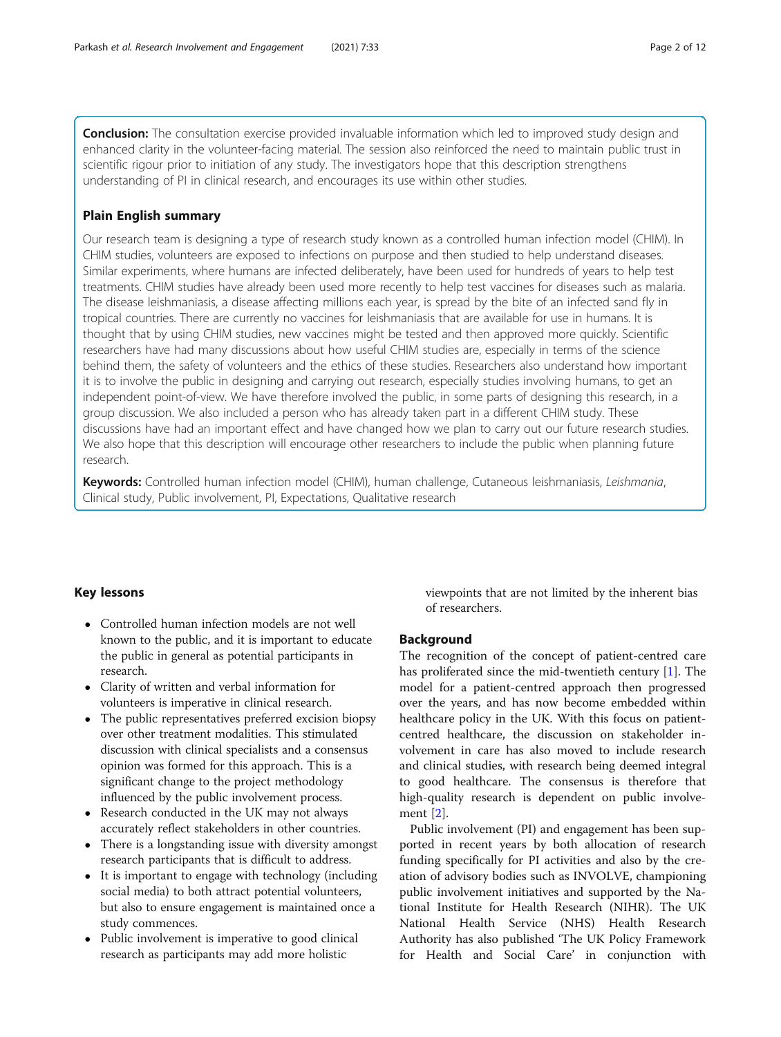**Conclusion:** The consultation exercise provided invaluable information which led to improved study design and enhanced clarity in the volunteer-facing material. The session also reinforced the need to maintain public trust in scientific rigour prior to initiation of any study. The investigators hope that this description strengthens understanding of PI in clinical research, and encourages its use within other studies.

## Plain English summary

Our research team is designing a type of research study known as a controlled human infection model (CHIM). In CHIM studies, volunteers are exposed to infections on purpose and then studied to help understand diseases. Similar experiments, where humans are infected deliberately, have been used for hundreds of years to help test treatments. CHIM studies have already been used more recently to help test vaccines for diseases such as malaria. The disease leishmaniasis, a disease affecting millions each year, is spread by the bite of an infected sand fly in tropical countries. There are currently no vaccines for leishmaniasis that are available for use in humans. It is thought that by using CHIM studies, new vaccines might be tested and then approved more quickly. Scientific researchers have had many discussions about how useful CHIM studies are, especially in terms of the science behind them, the safety of volunteers and the ethics of these studies. Researchers also understand how important it is to involve the public in designing and carrying out research, especially studies involving humans, to get an independent point-of-view. We have therefore involved the public, in some parts of designing this research, in a group discussion. We also included a person who has already taken part in a different CHIM study. These discussions have had an important effect and have changed how we plan to carry out our future research studies. We also hope that this description will encourage other researchers to include the public when planning future research.

**Keywords:** Controlled human infection model (CHIM), human challenge, Cutaneous leishmaniasis, *Leishmania*, Clinical study, Public involvement, PI, Expectations, Qualitative research

## Key lessons

- Controlled human infection models are not well known to the public, and it is important to educate the public in general as potential participants in research.
- Clarity of written and verbal information for volunteers is imperative in clinical research.
- The public representatives preferred excision biopsy over other treatment modalities. This stimulated discussion with clinical specialists and a consensus opinion was formed for this approach. This is a significant change to the project methodology influenced by the public involvement process.
- Research conducted in the UK may not always accurately reflect stakeholders in other countries.
- There is a longstanding issue with diversity amongst research participants that is difficult to address.
- It is important to engage with technology (including social media) to both attract potential volunteers, but also to ensure engagement is maintained once a study commences.
- Public involvement is imperative to good clinical research as participants may add more holistic viewpoints that are not limited by the inherent bias of researchers.

## Background

The recognition of the concept of patient-centred care has proliferated since the mid-twentieth century [1]. The model for a patient-centred approach then progressed over the years, and has now become embedded within healthcare policy in the UK. With this focus on patient-centred healthcare, the discussion on stakeholder involvement in care has also moved to include research and clinical studies, with research being deemed integral to good healthcare. The consensus is therefore that high-quality research is dependent on public involvement [2].

Public involvement (PI) and engagement has been supported in recent years by both allocation of research funding specifically for PI activities and also by the creation of advisory bodies such as INVOLVE, championing public involvement initiatives and supported by the National Institute for Health Research (NIHR). The UK National Health Service (NHS) Health Research Authority has also published 'The UK Policy Framework for Health and Social Care' in conjunction with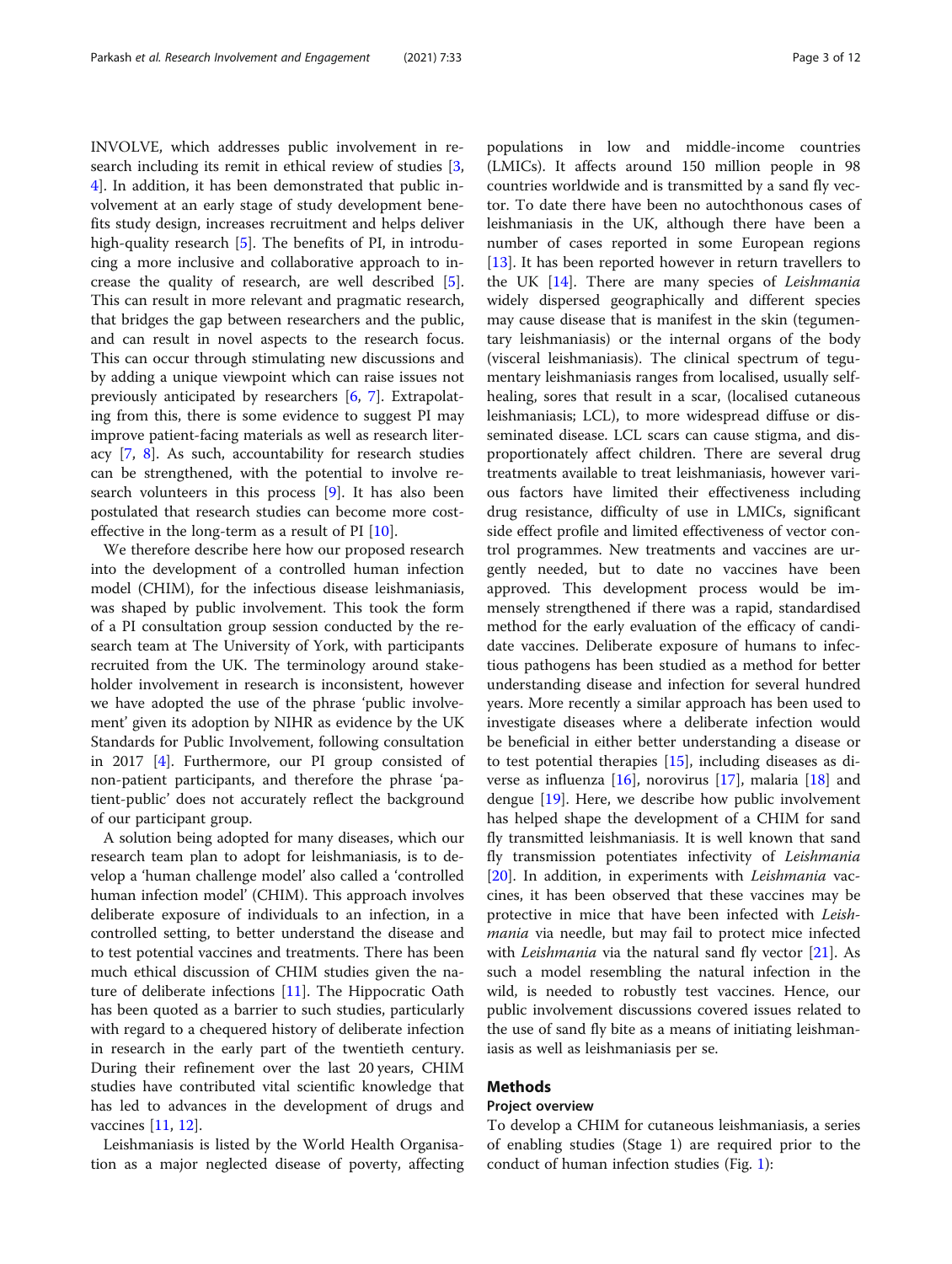INVOLVE, which addresses public involvement in research including its remit in ethical review of studies [3, 4]. In addition, it has been demonstrated that public involvement at an early stage of study development benefits study design, increases recruitment and helps deliver high-quality research [5]. The benefits of PI, in introducing a more inclusive and collaborative approach to increase the quality of research, are well described [5]. This can result in more relevant and pragmatic research, that bridges the gap between researchers and the public, and can result in novel aspects to the research focus. This can occur through stimulating new discussions and by adding a unique viewpoint which can raise issues not previously anticipated by researchers [6, 7]. Extrapolating from this, there is some evidence to suggest PI may improve patient-facing materials as well as research literacy [7, 8]. As such, accountability for research studies can be strengthened, with the potential to involve research volunteers in this process [9]. It has also been postulated that research studies can become more cost-effective in the long-term as a result of PI [10].

We therefore describe here how our proposed research into the development of a controlled human infection model (CHIM), for the infectious disease leishmaniasis, was shaped by public involvement. This took the form of a PI consultation group session conducted by the research team at The University of York, with participants recruited from the UK. The terminology around stakeholder involvement in research is inconsistent, however we have adopted the use of the phrase 'public involvement' given its adoption by NIHR as evidence by the UK Standards for Public Involvement, following consultation in 2017 [4]. Furthermore, our PI group consisted of non-patient participants, and therefore the phrase 'patient-public' does not accurately reflect the background of our participant group.

A solution being adopted for many diseases, which our research team plan to adopt for leishmaniasis, is to develop a 'human challenge model' also called a 'controlled human infection model' (CHIM). This approach involves deliberate exposure of individuals to an infection, in a controlled setting, to better understand the disease and to test potential vaccines and treatments. There has been much ethical discussion of CHIM studies given the nature of deliberate infections [11]. The Hippocratic Oath has been quoted as a barrier to such studies, particularly with regard to a chequered history of deliberate infection in research in the early part of the twentieth century. During their refinement over the last 20 years, CHIM studies have contributed vital scientific knowledge that has led to advances in the development of drugs and vaccines [11, 12].

Leishmaniasis is listed by the World Health Organisation as a major neglected disease of poverty, affecting populations in low and middle-income countries (LMICs). It affects around 150 million people in 98 countries worldwide and is transmitted by a sand fly vector. To date there have been no autochthonous cases of leishmaniasis in the UK, although there have been a number of cases reported in some European regions [13]. It has been reported however in return travellers to the UK [14]. There are many species of *Leishmania* widely dispersed geographically and different species may cause disease that is manifest in the skin (tegumentary leishmaniasis) or the internal organs of the body (visceral leishmaniasis). The clinical spectrum of tegumentary leishmaniasis ranges from localised, usually self-healing, sores that result in a scar, (localised cutaneous leishmaniasis; LCL), to more widespread diffuse or disseminated disease. LCL scars can cause stigma, and disproportionately affect children. There are several drug treatments available to treat leishmaniasis, however various factors have limited their effectiveness including drug resistance, difficulty of use in LMICs, significant side effect profile and limited effectiveness of vector control programmes. New treatments and vaccines are urgently needed, but to date no vaccines have been approved. This development process would be immensely strengthened if there was a rapid, standardised method for the early evaluation of the efficacy of candidate vaccines. Deliberate exposure of humans to infectious pathogens has been studied as a method for better understanding disease and infection for several hundred years. More recently a similar approach has been used to investigate diseases where a deliberate infection would be beneficial in either better understanding a disease or to test potential therapies [15], including diseases as diverse as influenza [16], norovirus [17], malaria [18] and dengue [19]. Here, we describe how public involvement has helped shape the development of a CHIM for sand fly transmitted leishmaniasis. It is well known that sand fly transmission potentiates infectivity of *Leishmania* [20]. In addition, in experiments with *Leishmania* vaccines, it has been observed that these vaccines may be protective in mice that have been infected with *Leishmania* via needle, but may fail to protect mice infected with *Leishmania* via the natural sand fly vector [21]. As such a model resembling the natural infection in the wild, is needed to robustly test vaccines. Hence, our public involvement discussions covered issues related to the use of sand fly bite as a means of initiating leishmaniasis as well as leishmaniasis per se.

## Methods

### Project overview

To develop a CHIM for cutaneous leishmaniasis, a series of enabling studies (Stage 1) are required prior to the conduct of human infection studies (Fig. 1):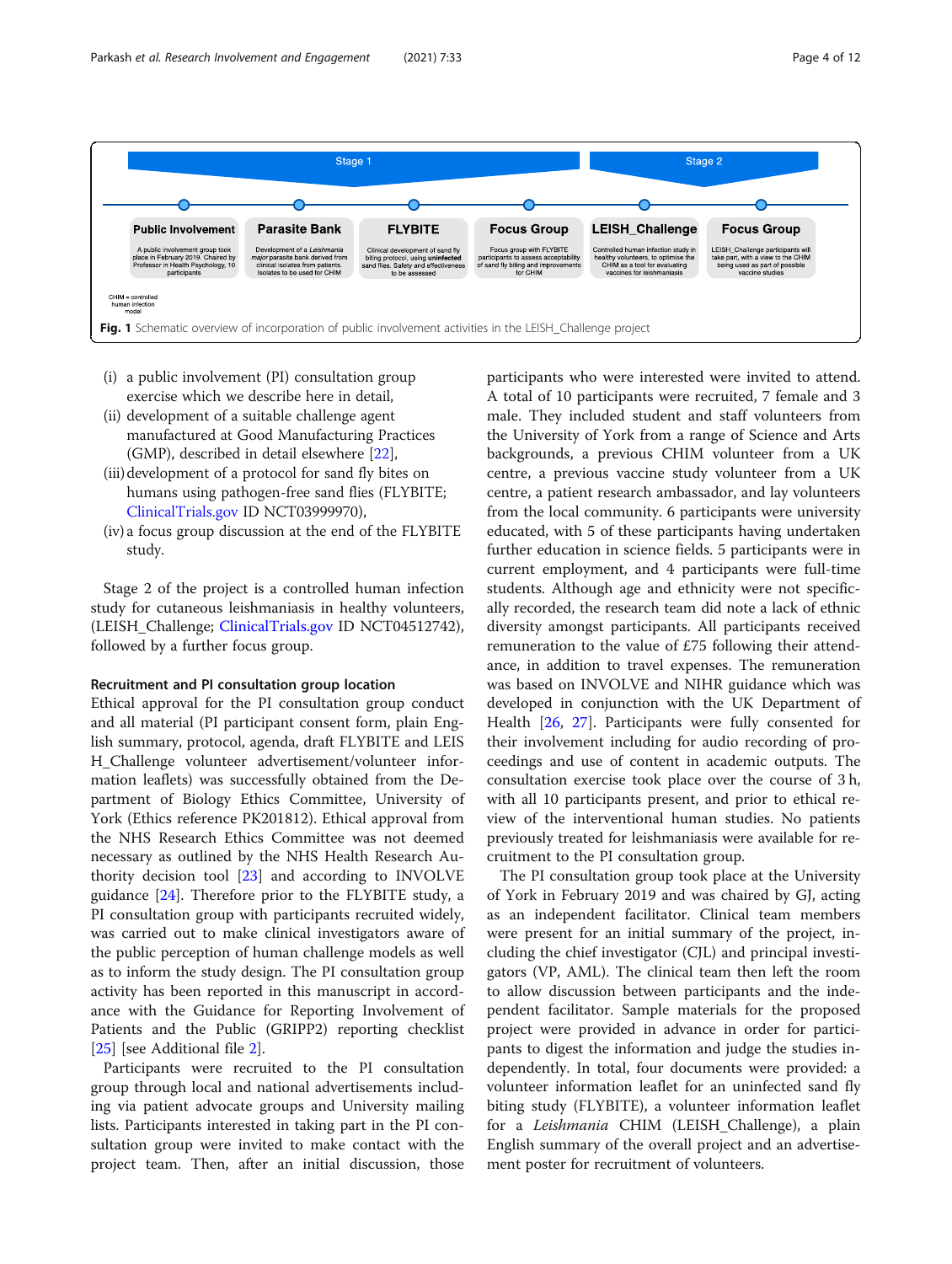Stage 1

Stage 2

**Public Involvement** — A public involvement group took place in February 2019. Chaired by Professor in Health Psychology, 10 participants

**Parasite Bank** — Development of a *Leishmania major* parasite bank derived from clinical isolates from patients. Isolates to be used for CHIM

**FLYBITE** — Clinical development of sand fly biting protocol, using **uninfected** sand flies. Safety and effectiveness to be assessed

**Focus Group** — Focus group with FLYBITE participants to assess acceptability of sand fly biting and improvements for CHIM

**LEISH_Challenge** — Controlled human infection study in healthy volunteers, to optimise the CHIM as a tool for evaluating vaccines for leishmaniasis

**Focus Group** — LEISH_Challenge participants will take part, with a view to the CHIM being used as part of possible vaccine studies

CHIM = controlled human infection model

**Fig. 1** Schematic overview of incorporation of public involvement activities in the LEISH_Challenge project

(i) a public involvement (PI) consultation group exercise which we describe here in detail,
(ii) development of a suitable challenge agent manufactured at Good Manufacturing Practices (GMP), described in detail elsewhere [22],
(iii) development of a protocol for sand fly bites on humans using pathogen-free sand flies (FLYBITE; ClinicalTrials.gov ID NCT03999970),
(iv) a focus group discussion at the end of the FLYBITE study.

Stage 2 of the project is a controlled human infection study for cutaneous leishmaniasis in healthy volunteers, (LEISH_Challenge; ClinicalTrials.gov ID NCT04512742), followed by a further focus group.

### Recruitment and PI consultation group location

Ethical approval for the PI consultation group conduct and all material (PI participant consent form, plain English summary, protocol, agenda, draft FLYBITE and LEISH_Challenge volunteer advertisement/volunteer information leaflets) was successfully obtained from the Department of Biology Ethics Committee, University of York (Ethics reference PK201812). Ethical approval from the NHS Research Ethics Committee was not deemed necessary as outlined by the NHS Health Research Authority decision tool [23] and according to INVOLVE guidance [24]. Therefore prior to the FLYBITE study, a PI consultation group with participants recruited widely, was carried out to make clinical investigators aware of the public perception of human challenge models as well as to inform the study design. The PI consultation group activity has been reported in this manuscript in accordance with the Guidance for Reporting Involvement of Patients and the Public (GRIPP2) reporting checklist [25] [see Additional file 2].

Participants were recruited to the PI consultation group through local and national advertisements including via patient advocate groups and University mailing lists. Participants interested in taking part in the PI consultation group were invited to make contact with the project team. Then, after an initial discussion, those participants who were interested were invited to attend. A total of 10 participants were recruited, 7 female and 3 male. They included student and staff volunteers from the University of York from a range of Science and Arts backgrounds, a previous CHIM volunteer from a UK centre, a previous vaccine study volunteer from a UK centre, a patient research ambassador, and lay volunteers from the local community. 6 participants were university educated, with 5 of these participants having undertaken further education in science fields. 5 participants were in current employment, and 4 participants were full-time students. Although age and ethnicity were not specifically recorded, the research team did note a lack of ethnic diversity amongst participants. All participants received remuneration to the value of £75 following their attendance, in addition to travel expenses. The remuneration was based on INVOLVE and NIHR guidance which was developed in conjunction with the UK Department of Health [26, 27]. Participants were fully consented for their involvement including for audio recording of proceedings and use of content in academic outputs. The consultation exercise took place over the course of 3 h, with all 10 participants present, and prior to ethical review of the interventional human studies. No patients previously treated for leishmaniasis were available for recruitment to the PI consultation group.

The PI consultation group took place at the University of York in February 2019 and was chaired by GJ, acting as an independent facilitator. Clinical team members were present for an initial summary of the project, including the chief investigator (CJL) and principal investigators (VP, AML). The clinical team then left the room to allow discussion between participants and the independent facilitator. Sample materials for the proposed project were provided in advance in order for participants to digest the information and judge the studies independently. In total, four documents were provided: a volunteer information leaflet for an uninfected sand fly biting study (FLYBITE), a volunteer information leaflet for a *Leishmania* CHIM (LEISH_Challenge), a plain English summary of the overall project and an advertisement poster for recruitment of volunteers.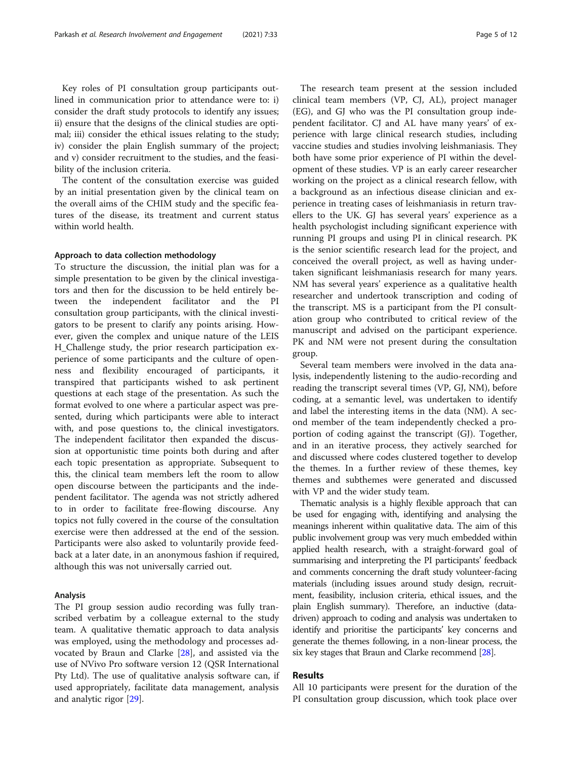Key roles of PI consultation group participants outlined in communication prior to attendance were to: i) consider the draft study protocols to identify any issues; ii) ensure that the designs of the clinical studies are optimal; iii) consider the ethical issues relating to the study; iv) consider the plain English summary of the project; and v) consider recruitment to the studies, and the feasibility of the inclusion criteria.

The content of the consultation exercise was guided by an initial presentation given by the clinical team on the overall aims of the CHIM study and the specific features of the disease, its treatment and current status within world health.

### Approach to data collection methodology

To structure the discussion, the initial plan was for a simple presentation to be given by the clinical investigators and then for the discussion to be held entirely between the independent facilitator and the PI consultation group participants, with the clinical investigators to be present to clarify any points arising. However, given the complex and unique nature of the LEISH_Challenge study, the prior research participation experience of some participants and the culture of openness and flexibility encouraged of participants, it transpired that participants wished to ask pertinent questions at each stage of the presentation. As such the format evolved to one where a particular aspect was presented, during which participants were able to interact with, and pose questions to, the clinical investigators. The independent facilitator then expanded the discussion at opportunistic time points both during and after each topic presentation as appropriate. Subsequent to this, the clinical team members left the room to allow open discourse between the participants and the independent facilitator. The agenda was not strictly adhered to in order to facilitate free-flowing discourse. Any topics not fully covered in the course of the consultation exercise were then addressed at the end of the session. Participants were also asked to voluntarily provide feedback at a later date, in an anonymous fashion if required, although this was not universally carried out.

### Analysis

The PI group session audio recording was fully transcribed verbatim by a colleague external to the study team. A qualitative thematic approach to data analysis was employed, using the methodology and processes advocated by Braun and Clarke [28], and assisted via the use of NVivo Pro software version 12 (QSR International Pty Ltd). The use of qualitative analysis software can, if used appropriately, facilitate data management, analysis and analytic rigor [29].

The research team present at the session included clinical team members (VP, CJ, AL), project manager (EG), and GJ who was the PI consultation group independent facilitator. CJ and AL have many years' of experience with large clinical research studies, including vaccine studies and studies involving leishmaniasis. They both have some prior experience of PI within the development of these studies. VP is an early career researcher working on the project as a clinical research fellow, with a background as an infectious disease clinician and experience in treating cases of leishmaniasis in return travellers to the UK. GJ has several years' experience as a health psychologist including significant experience with running PI groups and using PI in clinical research. PK is the senior scientific research lead for the project, and conceived the overall project, as well as having undertaken significant leishmaniasis research for many years. NM has several years' experience as a qualitative health researcher and undertook transcription and coding of the transcript. MS is a participant from the PI consultation group who contributed to critical review of the manuscript and advised on the participant experience. PK and NM were not present during the consultation group.

Several team members were involved in the data analysis, independently listening to the audio-recording and reading the transcript several times (VP, GJ, NM), before coding, at a semantic level, was undertaken to identify and label the interesting items in the data (NM). A second member of the team independently checked a proportion of coding against the transcript (GJ). Together, and in an iterative process, they actively searched for and discussed where codes clustered together to develop the themes. In a further review of these themes, key themes and subthemes were generated and discussed with VP and the wider study team.

Thematic analysis is a highly flexible approach that can be used for engaging with, identifying and analysing the meanings inherent within qualitative data. The aim of this public involvement group was very much embedded within applied health research, with a straight-forward goal of summarising and interpreting the PI participants' feedback and comments concerning the draft study volunteer-facing materials (including issues around study design, recruitment, feasibility, inclusion criteria, ethical issues, and the plain English summary). Therefore, an inductive (data-driven) approach to coding and analysis was undertaken to identify and prioritise the participants' key concerns and generate the themes following, in a non-linear process, the six key stages that Braun and Clarke recommend [28].

## Results

All 10 participants were present for the duration of the PI consultation group discussion, which took place over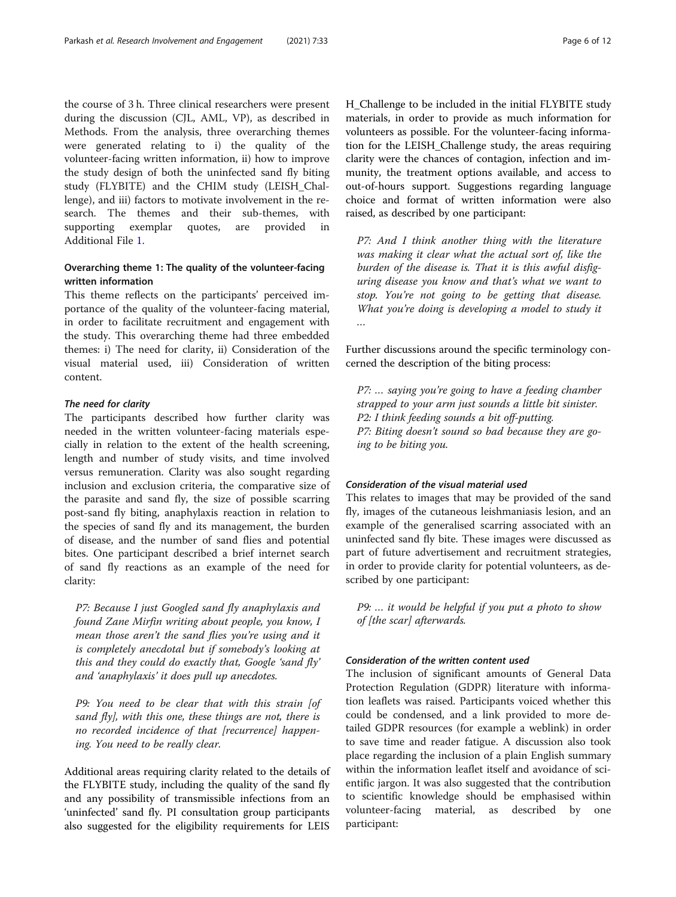the course of 3 h. Three clinical researchers were present during the discussion (CJL, AML, VP), as described in Methods. From the analysis, three overarching themes were generated relating to i) the quality of the volunteer-facing written information, ii) how to improve the study design of both the uninfected sand fly biting study (FLYBITE) and the CHIM study (LEISH_Challenge), and iii) factors to motivate involvement in the research. The themes and their sub-themes, with supporting exemplar quotes, are provided in Additional File 1.

### Overarching theme 1: The quality of the volunteer-facing written information

This theme reflects on the participants' perceived importance of the quality of the volunteer-facing material, in order to facilitate recruitment and engagement with the study. This overarching theme had three embedded themes: i) The need for clarity, ii) Consideration of the visual material used, iii) Consideration of written content.

#### *The need for clarity*

The participants described how further clarity was needed in the written volunteer-facing materials especially in relation to the extent of the health screening, length and number of study visits, and time involved versus remuneration. Clarity was also sought regarding inclusion and exclusion criteria, the comparative size of the parasite and sand fly, the size of possible scarring post-sand fly biting, anaphylaxis reaction in relation to the species of sand fly and its management, the burden of disease, and the number of sand flies and potential bites. One participant described a brief internet search of sand fly reactions as an example of the need for clarity:

> *P7: Because I just Googled sand fly anaphylaxis and found Zane Mirfin writing about people, you know, I mean those aren't the sand flies you're using and it is completely anecdotal but if somebody's looking at this and they could do exactly that, Google 'sand fly' and 'anaphylaxis' it does pull up anecdotes.*

> *P9: You need to be clear that with this strain [of sand fly], with this one, these things are not, there is no recorded incidence of that [recurrence] happening. You need to be really clear.*

Additional areas requiring clarity related to the details of the FLYBITE study, including the quality of the sand fly and any possibility of transmissible infections from an 'uninfected' sand fly. PI consultation group participants also suggested for the eligibility requirements for LEISH_Challenge to be included in the initial FLYBITE study materials, in order to provide as much information for volunteers as possible. For the volunteer-facing information for the LEISH_Challenge study, the areas requiring clarity were the chances of contagion, infection and immunity, the treatment options available, and access to out-of-hours support. Suggestions regarding language choice and format of written information were also raised, as described by one participant:

> *P7: And I think another thing with the literature was making it clear what the actual sort of, like the burden of the disease is. That it is this awful disfiguring disease you know and that's what we want to stop. You're not going to be getting that disease. What you're doing is developing a model to study it …*

Further discussions around the specific terminology concerned the description of the biting process:

> *P7: … saying you're going to have a feeding chamber strapped to your arm just sounds a little bit sinister.*
> *P2: I think feeding sounds a bit off-putting.*
> *P7: Biting doesn't sound so bad because they are going to be biting you.*

#### *Consideration of the visual material used*

This relates to images that may be provided of the sand fly, images of the cutaneous leishmaniasis lesion, and an example of the generalised scarring associated with an uninfected sand fly bite. These images were discussed as part of future advertisement and recruitment strategies, in order to provide clarity for potential volunteers, as described by one participant:

> *P9: … it would be helpful if you put a photo to show of [the scar] afterwards.*

#### *Consideration of the written content used*

The inclusion of significant amounts of General Data Protection Regulation (GDPR) literature with information leaflets was raised. Participants voiced whether this could be condensed, and a link provided to more detailed GDPR resources (for example a weblink) in order to save time and reader fatigue. A discussion also took place regarding the inclusion of a plain English summary within the information leaflet itself and avoidance of scientific jargon. It was also suggested that the contribution to scientific knowledge should be emphasised within volunteer-facing material, as described by one participant: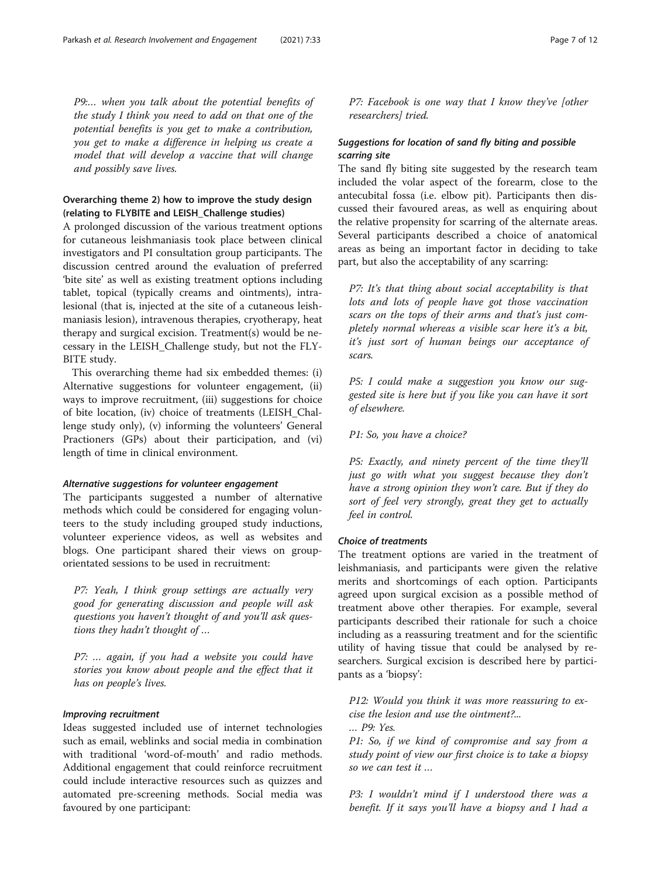*P9:… when you talk about the potential benefits of the study I think you need to add on that one of the potential benefits is you get to make a contribution, you get to make a difference in helping us create a model that will develop a vaccine that will change and possibly save lives.*

### Overarching theme 2) how to improve the study design (relating to FLYBITE and LEISH_Challenge studies)

A prolonged discussion of the various treatment options for cutaneous leishmaniasis took place between clinical investigators and PI consultation group participants. The discussion centred around the evaluation of preferred 'bite site' as well as existing treatment options including tablet, topical (typically creams and ointments), intralesional (that is, injected at the site of a cutaneous leishmaniasis lesion), intravenous therapies, cryotherapy, heat therapy and surgical excision. Treatment(s) would be necessary in the LEISH_Challenge study, but not the FLYBITE study.

This overarching theme had six embedded themes: (i) Alternative suggestions for volunteer engagement, (ii) ways to improve recruitment, (iii) suggestions for choice of bite location, (iv) choice of treatments (LEISH_Challenge study only), (v) informing the volunteers' General Practioners (GPs) about their participation, and (vi) length of time in clinical environment.

#### Alternative suggestions for volunteer engagement

The participants suggested a number of alternative methods which could be considered for engaging volunteers to the study including grouped study inductions, volunteer experience videos, as well as websites and blogs. One participant shared their views on group-orientated sessions to be used in recruitment:

*P7: Yeah, I think group settings are actually very good for generating discussion and people will ask questions you haven't thought of and you'll ask questions they hadn't thought of …*

*P7: … again, if you had a website you could have stories you know about people and the effect that it has on people's lives.*

#### Improving recruitment

Ideas suggested included use of internet technologies such as email, weblinks and social media in combination with traditional 'word-of-mouth' and radio methods. Additional engagement that could reinforce recruitment could include interactive resources such as quizzes and automated pre-screening methods. Social media was favoured by one participant:

*P7: Facebook is one way that I know they've [other researchers] tried.*

#### Suggestions for location of sand fly biting and possible scarring site

The sand fly biting site suggested by the research team included the volar aspect of the forearm, close to the antecubital fossa (i.e. elbow pit). Participants then discussed their favoured areas, as well as enquiring about the relative propensity for scarring of the alternate areas. Several participants described a choice of anatomical areas as being an important factor in deciding to take part, but also the acceptability of any scarring:

*P7: It's that thing about social acceptability is that lots and lots of people have got those vaccination scars on the tops of their arms and that's just completely normal whereas a visible scar here it's a bit, it's just sort of human beings our acceptance of scars.*

*P5: I could make a suggestion you know our suggested site is here but if you like you can have it sort of elsewhere.*

*P1: So, you have a choice?*

*P5: Exactly, and ninety percent of the time they'll just go with what you suggest because they don't have a strong opinion they won't care. But if they do sort of feel very strongly, great they get to actually feel in control.*

#### Choice of treatments

The treatment options are varied in the treatment of leishmaniasis, and participants were given the relative merits and shortcomings of each option. Participants agreed upon surgical excision as a possible method of treatment above other therapies. For example, several participants described their rationale for such a choice including as a reassuring treatment and for the scientific utility of having tissue that could be analysed by researchers. Surgical excision is described here by participants as a 'biopsy':

*P12: Would you think it was more reassuring to excise the lesion and use the ointment?...*
*… P9: Yes.*
*P1: So, if we kind of compromise and say from a study point of view our first choice is to take a biopsy so we can test it …*

*P3: I wouldn't mind if I understood there was a benefit. If it says you'll have a biopsy and I had a*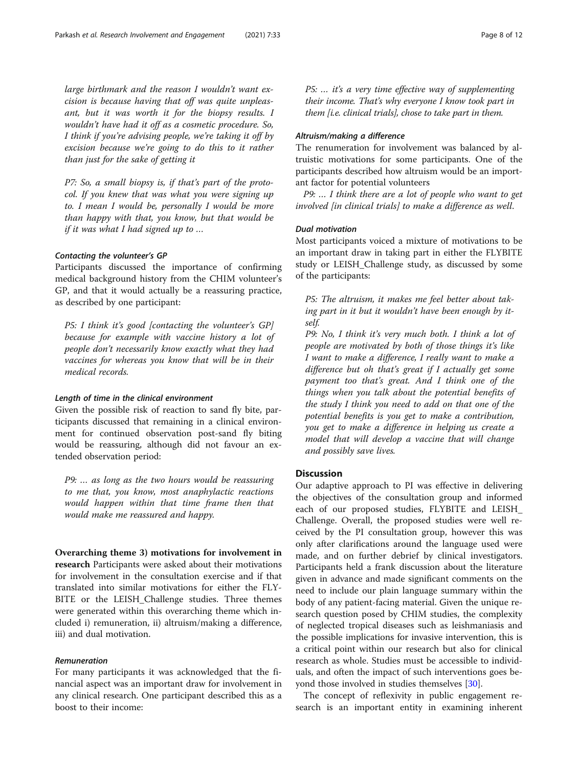*large birthmark and the reason I wouldn't want excision is because having that off was quite unpleasant, but it was worth it for the biopsy results. I wouldn't have had it off as a cosmetic procedure. So, I think if you're advising people, we're taking it off by excision because we're going to do this to it rather than just for the sake of getting it*

*P7: So, a small biopsy is, if that's part of the protocol. If you knew that was what you were signing up to. I mean I would be, personally I would be more than happy with that, you know, but that would be if it was what I had signed up to …*

#### Contacting the volunteer's GP

Participants discussed the importance of confirming medical background history from the CHIM volunteer's GP, and that it would actually be a reassuring practice, as described by one participant:

*P5: I think it's good [contacting the volunteer's GP] because for example with vaccine history a lot of people don't necessarily know exactly what they had vaccines for whereas you know that will be in their medical records.*

#### Length of time in the clinical environment

Given the possible risk of reaction to sand fly bite, participants discussed that remaining in a clinical environment for continued observation post-sand fly biting would be reassuring, although did not favour an extended observation period:

*P9: … as long as the two hours would be reassuring to me that, you know, most anaphylactic reactions would happen within that time frame then that would make me reassured and happy.*

**Overarching theme 3) motivations for involvement in research** Participants were asked about their motivations for involvement in the consultation exercise and if that translated into similar motivations for either the FLYBITE or the LEISH_Challenge studies. Three themes were generated within this overarching theme which included i) remuneration, ii) altruism/making a difference, iii) and dual motivation.

#### Remuneration

For many participants it was acknowledged that the financial aspect was an important draw for involvement in any clinical research. One participant described this as a boost to their income:

*P5: … it's a very time effective way of supplementing their income. That's why everyone I know took part in them [i.e. clinical trials], chose to take part in them.*

#### Altruism/making a difference

The renumeration for involvement was balanced by altruistic motivations for some participants. One of the participants described how altruism would be an important factor for potential volunteers

*P9: … I think there are a lot of people who want to get involved [in clinical trials] to make a difference as well.*

#### Dual motivation

Most participants voiced a mixture of motivations to be an important draw in taking part in either the FLYBITE study or LEISH_Challenge study, as discussed by some of the participants:

*P5: The altruism, it makes me feel better about taking part in it but it wouldn't have been enough by itself.*
*P9: No, I think it's very much both. I think a lot of people are motivated by both of those things it's like I want to make a difference, I really want to make a difference but oh that's great if I actually get some payment too that's great. And I think one of the things when you talk about the potential benefits of the study I think you need to add on that one of the potential benefits is you get to make a contribution, you get to make a difference in helping us create a model that will develop a vaccine that will change and possibly save lives.*

## Discussion

Our adaptive approach to PI was effective in delivering the objectives of the consultation group and informed each of our proposed studies, FLYBITE and LEISH_Challenge. Overall, the proposed studies were well received by the PI consultation group, however this was only after clarifications around the language used were made, and on further debrief by clinical investigators. Participants held a frank discussion about the literature given in advance and made significant comments on the need to include our plain language summary within the body of any patient-facing material. Given the unique research question posed by CHIM studies, the complexity of neglected tropical diseases such as leishmaniasis and the possible implications for invasive intervention, this is a critical point within our research but also for clinical research as whole. Studies must be accessible to individuals, and often the impact of such interventions goes beyond those involved in studies themselves [30].

The concept of reflexivity in public engagement research is an important entity in examining inherent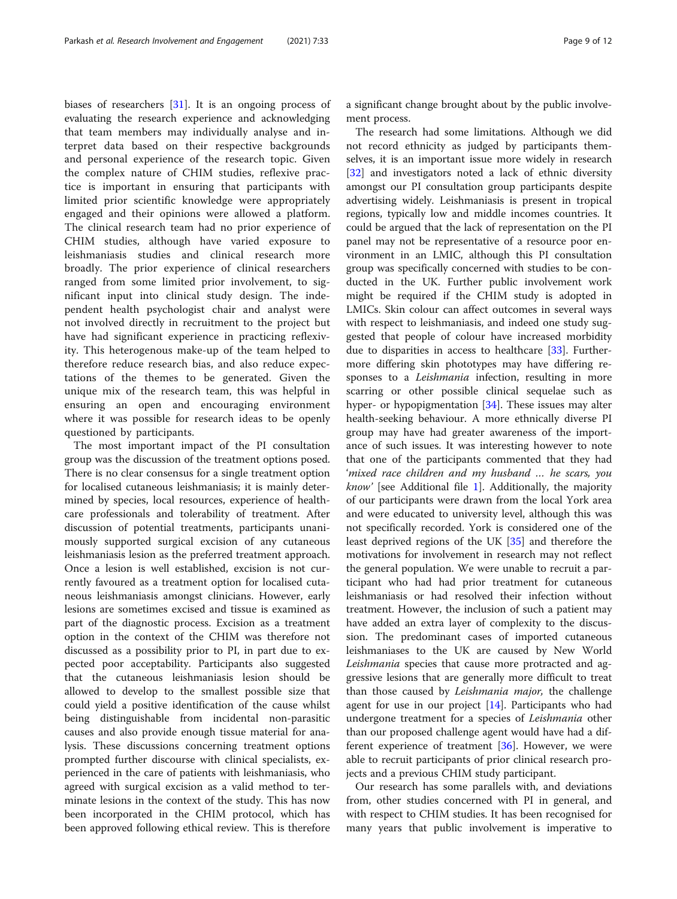biases of researchers [31]. It is an ongoing process of evaluating the research experience and acknowledging that team members may individually analyse and interpret data based on their respective backgrounds and personal experience of the research topic. Given the complex nature of CHIM studies, reflexive practice is important in ensuring that participants with limited prior scientific knowledge were appropriately engaged and their opinions were allowed a platform. The clinical research team had no prior experience of CHIM studies, although have varied exposure to leishmaniasis studies and clinical research more broadly. The prior experience of clinical researchers ranged from some limited prior involvement, to significant input into clinical study design. The independent health psychologist chair and analyst were not involved directly in recruitment to the project but have had significant experience in practicing reflexivity. This heterogenous make-up of the team helped to therefore reduce research bias, and also reduce expectations of the themes to be generated. Given the unique mix of the research team, this was helpful in ensuring an open and encouraging environment where it was possible for research ideas to be openly questioned by participants.

The most important impact of the PI consultation group was the discussion of the treatment options posed. There is no clear consensus for a single treatment option for localised cutaneous leishmaniasis; it is mainly determined by species, local resources, experience of healthcare professionals and tolerability of treatment. After discussion of potential treatments, participants unanimously supported surgical excision of any cutaneous leishmaniasis lesion as the preferred treatment approach. Once a lesion is well established, excision is not currently favoured as a treatment option for localised cutaneous leishmaniasis amongst clinicians. However, early lesions are sometimes excised and tissue is examined as part of the diagnostic process. Excision as a treatment option in the context of the CHIM was therefore not discussed as a possibility prior to PI, in part due to expected poor acceptability. Participants also suggested that the cutaneous leishmaniasis lesion should be allowed to develop to the smallest possible size that could yield a positive identification of the cause whilst being distinguishable from incidental non-parasitic causes and also provide enough tissue material for analysis. These discussions concerning treatment options prompted further discourse with clinical specialists, experienced in the care of patients with leishmaniasis, who agreed with surgical excision as a valid method to terminate lesions in the context of the study. This has now been incorporated in the CHIM protocol, which has been approved following ethical review. This is therefore a significant change brought about by the public involvement process.

The research had some limitations. Although we did not record ethnicity as judged by participants themselves, it is an important issue more widely in research [32] and investigators noted a lack of ethnic diversity amongst our PI consultation group participants despite advertising widely. Leishmaniasis is present in tropical regions, typically low and middle incomes countries. It could be argued that the lack of representation on the PI panel may not be representative of a resource poor environment in an LMIC, although this PI consultation group was specifically concerned with studies to be conducted in the UK. Further public involvement work might be required if the CHIM study is adopted in LMICs. Skin colour can affect outcomes in several ways with respect to leishmaniasis, and indeed one study suggested that people of colour have increased morbidity due to disparities in access to healthcare [33]. Furthermore differing skin phototypes may have differing responses to a *Leishmania* infection, resulting in more scarring or other possible clinical sequelae such as hyper- or hypopigmentation [34]. These issues may alter health-seeking behaviour. A more ethnically diverse PI group may have had greater awareness of the importance of such issues. It was interesting however to note that one of the participants commented that they had '*mixed race children and my husband … he scars, you know*' [see Additional file 1]. Additionally, the majority of our participants were drawn from the local York area and were educated to university level, although this was not specifically recorded. York is considered one of the least deprived regions of the UK [35] and therefore the motivations for involvement in research may not reflect the general population. We were unable to recruit a participant who had had prior treatment for cutaneous leishmaniasis or had resolved their infection without treatment. However, the inclusion of such a patient may have added an extra layer of complexity to the discussion. The predominant cases of imported cutaneous leishmaniases to the UK are caused by New World *Leishmania* species that cause more protracted and aggressive lesions that are generally more difficult to treat than those caused by *Leishmania major*, the challenge agent for use in our project [14]. Participants who had undergone treatment for a species of *Leishmania* other than our proposed challenge agent would have had a different experience of treatment [36]. However, we were able to recruit participants of prior clinical research projects and a previous CHIM study participant.

Our research has some parallels with, and deviations from, other studies concerned with PI in general, and with respect to CHIM studies. It has been recognised for many years that public involvement is imperative to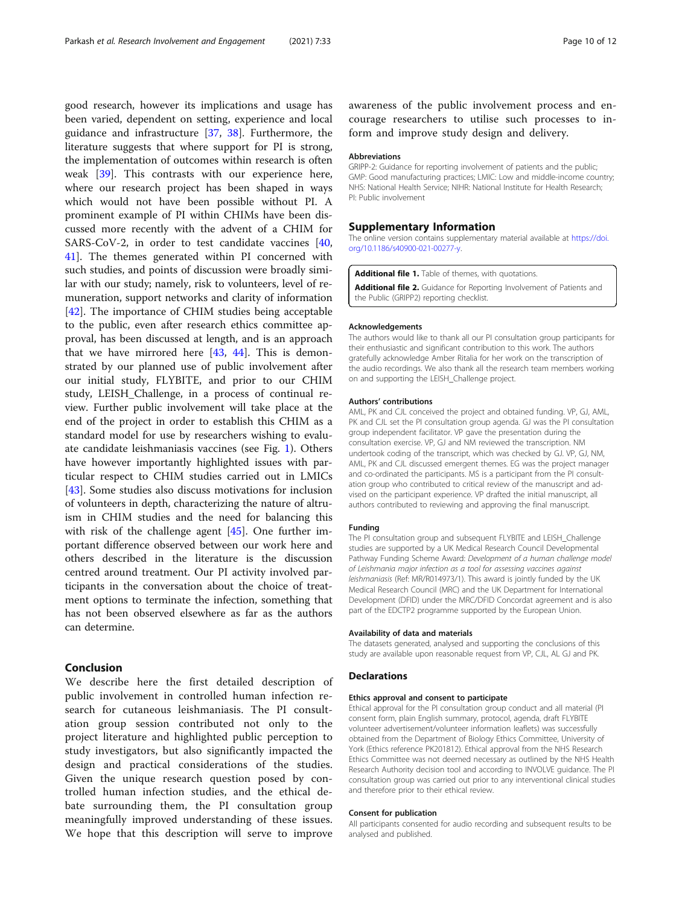good research, however its implications and usage has been varied, dependent on setting, experience and local guidance and infrastructure [37, 38]. Furthermore, the literature suggests that where support for PI is strong, the implementation of outcomes within research is often weak [39]. This contrasts with our experience here, where our research project has been shaped in ways which would not have been possible without PI. A prominent example of PI within CHIMs have been discussed more recently with the advent of a CHIM for SARS-CoV-2, in order to test candidate vaccines [40, 41]. The themes generated within PI concerned with such studies, and points of discussion were broadly similar with our study; namely, risk to volunteers, level of remuneration, support networks and clarity of information [42]. The importance of CHIM studies being acceptable to the public, even after research ethics committee approval, has been discussed at length, and is an approach that we have mirrored here [43, 44]. This is demonstrated by our planned use of public involvement after our initial study, FLYBITE, and prior to our CHIM study, LEISH_Challenge, in a process of continual review. Further public involvement will take place at the end of the project in order to establish this CHIM as a standard model for use by researchers wishing to evaluate candidate leishmaniasis vaccines (see Fig. 1). Others have however importantly highlighted issues with particular respect to CHIM studies carried out in LMICs [43]. Some studies also discuss motivations for inclusion of volunteers in depth, characterizing the nature of altruism in CHIM studies and the need for balancing this with risk of the challenge agent [45]. One further important difference observed between our work here and others described in the literature is the discussion centred around treatment. Our PI activity involved participants in the conversation about the choice of treatment options to terminate the infection, something that has not been observed elsewhere as far as the authors can determine.

## Conclusion

We describe here the first detailed description of public involvement in controlled human infection research for cutaneous leishmaniasis. The PI consultation group session contributed not only to the project literature and highlighted public perception to study investigators, but also significantly impacted the design and practical considerations of the studies. Given the unique research question posed by controlled human infection studies, and the ethical debate surrounding them, the PI consultation group meaningfully improved understanding of these issues. We hope that this description will serve to improve awareness of the public involvement process and encourage researchers to utilise such processes to inform and improve study design and delivery.

### Abbreviations

GRIPP-2: Guidance for reporting involvement of patients and the public; GMP: Good manufacturing practices; LMIC: Low and middle-income country; NHS: National Health Service; NIHR: National Institute for Health Research; PI: Public involvement

## Supplementary Information

The online version contains supplementary material available at https://doi.org/10.1186/s40900-021-00277-y.

**Additional file 1.** Table of themes, with quotations.

**Additional file 2.** Guidance for Reporting Involvement of Patients and the Public (GRIPP2) reporting checklist.

### Acknowledgements

The authors would like to thank all our PI consultation group participants for their enthusiastic and significant contribution to this work. The authors gratefully acknowledge Amber Ritalia for her work on the transcription of the audio recordings. We also thank all the research team members working on and supporting the LEISH_Challenge project.

### Authors' contributions

AML, PK and CJL conceived the project and obtained funding. VP, GJ, AML, PK and CJL set the PI consultation group agenda. GJ was the PI consultation group independent facilitator. VP gave the presentation during the consultation exercise. VP, GJ and NM reviewed the transcription. NM undertook coding of the transcript, which was checked by GJ. VP, GJ, NM, AML, PK and CJL discussed emergent themes. EG was the project manager and co-ordinated the participants. MS is a participant from the PI consultation group who contributed to critical review of the manuscript and advised on the participant experience. VP drafted the initial manuscript, all authors contributed to reviewing and approving the final manuscript.

### Funding

The PI consultation group and subsequent FLYBITE and LEISH_Challenge studies are supported by a UK Medical Research Council Developmental Pathway Funding Scheme Award: *Development of a human challenge model of Leishmania major infection as a tool for assessing vaccines against leishmaniasis* (Ref: MR/R014973/1). This award is jointly funded by the UK Medical Research Council (MRC) and the UK Department for International Development (DFID) under the MRC/DFID Concordat agreement and is also part of the EDCTP2 programme supported by the European Union.

### Availability of data and materials

The datasets generated, analysed and supporting the conclusions of this study are available upon reasonable request from VP, CJL, AL GJ and PK.

## Declarations

### Ethics approval and consent to participate

Ethical approval for the PI consultation group conduct and all material (PI consent form, plain English summary, protocol, agenda, draft FLYBITE volunteer advertisement/volunteer information leaflets) was successfully obtained from the Department of Biology Ethics Committee, University of York (Ethics reference PK201812). Ethical approval from the NHS Research Ethics Committee was not deemed necessary as outlined by the NHS Health Research Authority decision tool and according to INVOLVE guidance. The PI consultation group was carried out prior to any interventional clinical studies and therefore prior to their ethical review.

### Consent for publication

All participants consented for audio recording and subsequent results to be analysed and published.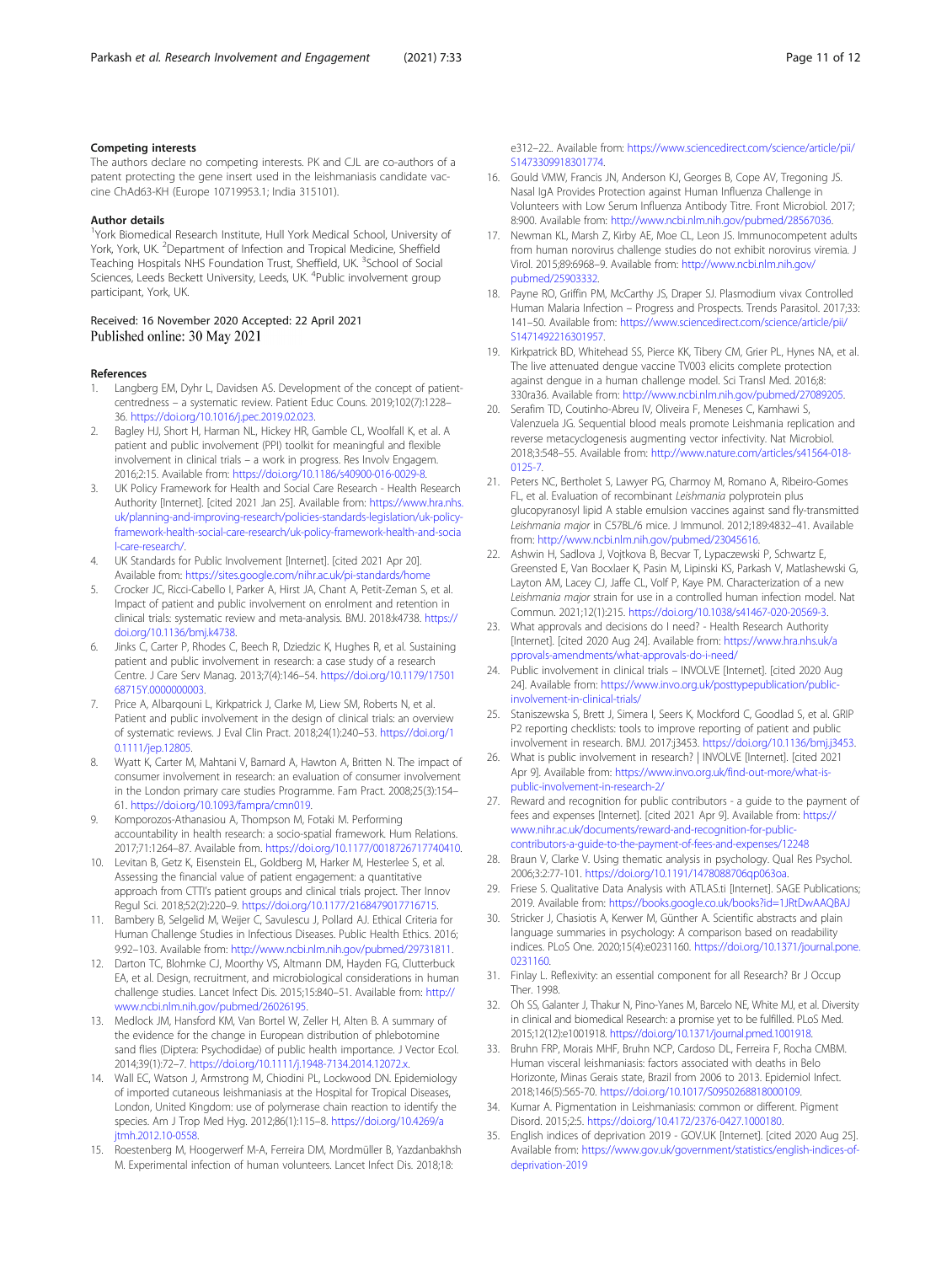### Competing interests

The authors declare no competing interests. PK and CJL are co-authors of a patent protecting the gene insert used in the leishmaniasis candidate vaccine ChAd63-KH (Europe 10719953.1; India 315101).

### Author details

[1]York Biomedical Research Institute, Hull York Medical School, University of York, York, UK. [2]Department of Infection and Tropical Medicine, Sheffield Teaching Hospitals NHS Foundation Trust, Sheffield, UK. [3]School of Social Sciences, Leeds Beckett University, Leeds, UK. [4]Public involvement group participant, York, UK.

Received: 16 November 2020 Accepted: 22 April 2021
Published online: 30 May 2021

### References

1. Langberg EM, Dyhr L, Davidsen AS. Development of the concept of patient-centredness – a systematic review. Patient Educ Couns. 2019;102(7):1228–36. https://doi.org/10.1016/j.pec.2019.02.023.
2. Bagley HJ, Short H, Harman NL, Hickey HR, Gamble CL, Woolfall K, et al. A patient and public involvement (PPI) toolkit for meaningful and flexible involvement in clinical trials – a work in progress. Res Involv Engagem. 2016;2:15. Available from: https://doi.org/10.1186/s40900-016-0029-8.
3. UK Policy Framework for Health and Social Care Research - Health Research Authority [Internet]. [cited 2021 Jan 25]. Available from: https://www.hra.nhs.uk/planning-and-improving-research/policies-standards-legislation/uk-policy-framework-health-social-care-research/uk-policy-framework-health-and-social-care-research/.
4. UK Standards for Public Involvement [Internet]. [cited 2021 Apr 20]. Available from: https://sites.google.com/nihr.ac.uk/pi-standards/home
5. Crocker JC, Ricci-Cabello I, Parker A, Hirst JA, Chant A, Petit-Zeman S, et al. Impact of patient and public involvement on enrolment and retention in clinical trials: systematic review and meta-analysis. BMJ. 2018:k4738. https://doi.org/10.1136/bmj.k4738.
6. Jinks C, Carter P, Rhodes C, Beech R, Dziedzic K, Hughes R, et al. Sustaining patient and public involvement in research: a case study of a research Centre. J Care Serv Manag. 2013;7(4):146–54. https://doi.org/10.1179/1750168715Y.0000000003.
7. Price A, Albarqouni L, Kirkpatrick J, Clarke M, Liew SM, Roberts N, et al. Patient and public involvement in the design of clinical trials: an overview of systematic reviews. J Eval Clin Pract. 2018;24(1):240–53. https://doi.org/10.1111/jep.12805.
8. Wyatt K, Carter M, Mahtani V, Barnard A, Hawton A, Britten N. The impact of consumer involvement in research: an evaluation of consumer involvement in the London primary care studies Programme. Fam Pract. 2008;25(3):154–61. https://doi.org/10.1093/fampra/cmn019.
9. Komporozos-Athanasiou A, Thompson M, Fotaki M. Performing accountability in health research: a socio-spatial framework. Hum Relations. 2017;71:1264–87. Available from. https://doi.org/10.1177/0018726717740410.
10. Levitan B, Getz K, Eisenstein EL, Goldberg M, Harker M, Hesterlee S, et al. Assessing the financial value of patient engagement: a quantitative approach from CTTI's patient groups and clinical trials project. Ther Innov Regul Sci. 2018;52(2):220–9. https://doi.org/10.1177/2168479017716715.
11. Bambery B, Selgelid M, Weijer C, Savulescu J, Pollard AJ. Ethical Criteria for Human Challenge Studies in Infectious Diseases. Public Health Ethics. 2016; 9:92–103. Available from: http://www.ncbi.nlm.nih.gov/pubmed/29731811.
12. Darton TC, Blohmke CJ, Moorthy VS, Altmann DM, Hayden FG, Clutterbuck EA, et al. Design, recruitment, and microbiological considerations in human challenge studies. Lancet Infect Dis. 2015;15:840–51. Available from: http://www.ncbi.nlm.nih.gov/pubmed/26026195.
13. Medlock JM, Hansford KM, Van Bortel W, Zeller H, Alten B. A summary of the evidence for the change in European distribution of phlebotomine sand flies (Diptera: Psychodidae) of public health importance. J Vector Ecol. 2014;39(1):72–7. https://doi.org/10.1111/j.1948-7134.2014.12072.x.
14. Wall EC, Watson J, Armstrong M, Chiodini PL, Lockwood DN. Epidemiology of imported cutaneous leishmaniasis at the Hospital for Tropical Diseases, London, United Kingdom: use of polymerase chain reaction to identify the species. Am J Trop Med Hyg. 2012;86(1):115–8. https://doi.org/10.4269/ajtmh.2012.10-0558.
15. Roestenberg M, Hoogerwerf M-A, Ferreira DM, Mordmüller B, Yazdanbakhsh M. Experimental infection of human volunteers. Lancet Infect Dis. 2018;18: e312–22.. Available from: https://www.sciencedirect.com/science/article/pii/S1473309918301774.
16. Gould VMW, Francis JN, Anderson KJ, Georges B, Cope AV, Tregoning JS. Nasal IgA Provides Protection against Human Influenza Challenge in Volunteers with Low Serum Influenza Antibody Titre. Front Microbiol. 2017; 8:900. Available from: http://www.ncbi.nlm.nih.gov/pubmed/28567036.
17. Newman KL, Marsh Z, Kirby AE, Moe CL, Leon JS. Immunocompetent adults from human norovirus challenge studies do not exhibit norovirus viremia. J Virol. 2015;89:6968–9. Available from: http://www.ncbi.nlm.nih.gov/pubmed/25903332.
18. Payne RO, Griffin PM, McCarthy JS, Draper SJ. Plasmodium vivax Controlled Human Malaria Infection – Progress and Prospects. Trends Parasitol. 2017;33: 141–50. Available from: https://www.sciencedirect.com/science/article/pii/S1471492216301957.
19. Kirkpatrick BD, Whitehead SS, Pierce KK, Tibery CM, Grier PL, Hynes NA, et al. The live attenuated dengue vaccine TV003 elicits complete protection against dengue in a human challenge model. Sci Transl Med. 2016;8: 330ra36. Available from: http://www.ncbi.nlm.nih.gov/pubmed/27089205.
20. Serafim TD, Coutinho-Abreu IV, Oliveira F, Meneses C, Kamhawi S, Valenzuela JG. Sequential blood meals promote Leishmania replication and reverse metacyclogenesis augmenting vector infectivity. Nat Microbiol. 2018;3:548–55. Available from: http://www.nature.com/articles/s41564-018-0125-7.
21. Peters NC, Bertholet S, Lawyer PG, Charmoy M, Romano A, Ribeiro-Gomes FL, et al. Evaluation of recombinant *Leishmania* polyprotein plus glucopyranosyl lipid A stable emulsion vaccines against sand fly-transmitted *Leishmania major* in C57BL/6 mice. J Immunol. 2012;189:4832–41. Available from: http://www.ncbi.nlm.nih.gov/pubmed/23045616.
22. Ashwin H, Sadlova J, Vojtkova B, Becvar T, Lypaczewski P, Schwartz E, Greensted E, Van Bocxlaer K, Pasin M, Lipinski KS, Parkash V, Matlashewski G, Layton AM, Lacey CJ, Jaffe CL, Volf P, Kaye PM. Characterization of a new *Leishmania major* strain for use in a controlled human infection model. Nat Commun. 2021;12(1):215. https://doi.org/10.1038/s41467-020-20569-3.
23. What approvals and decisions do I need? - Health Research Authority [Internet]. [cited 2020 Aug 24]. Available from: https://www.hra.nhs.uk/approvals-amendments/what-approvals-do-i-need/
24. Public involvement in clinical trials – INVOLVE [Internet]. [cited 2020 Aug 24]. Available from: https://www.invo.org.uk/posttypepublication/public-involvement-in-clinical-trials/
25. Staniszewska S, Brett J, Simera I, Seers K, Mockford C, Goodlad S, et al. GRIP P2 reporting checklists: tools to improve reporting of patient and public involvement in research. BMJ. 2017:j3453. https://doi.org/10.1136/bmj.j3453.
26. What is public involvement in research? | INVOLVE [Internet]. [cited 2021 Apr 9]. Available from: https://www.invo.org.uk/find-out-more/what-is-public-involvement-in-research-2/
27. Reward and recognition for public contributors - a guide to the payment of fees and expenses [Internet]. [cited 2021 Apr 9]. Available from: https://www.nihr.ac.uk/documents/reward-and-recognition-for-public-contributors-a-guide-to-the-payment-of-fees-and-expenses/12248
28. Braun V, Clarke V. Using thematic analysis in psychology. Qual Res Psychol. 2006;3:2:77-101. https://doi.org/10.1191/1478088706qp063oa.
29. Friese S. Qualitative Data Analysis with ATLAS.ti [Internet]. SAGE Publications; 2019. Available from: https://books.google.co.uk/books?id=1JRtDwAAQBAJ
30. Stricker J, Chasiotis A, Kerwer M, Günther A. Scientific abstracts and plain language summaries in psychology: A comparison based on readability indices. PLoS One. 2020;15(4):e0231160. https://doi.org/10.1371/journal.pone.0231160.
31. Finlay L. Reflexivity: an essential component for all Research? Br J Occup Ther. 1998.
32. Oh SS, Galanter J, Thakur N, Pino-Yanes M, Barcelo NE, White MJ, et al. Diversity in clinical and biomedical Research: a promise yet to be fulfilled. PLoS Med. 2015;12(12):e1001918. https://doi.org/10.1371/journal.pmed.1001918.
33. Bruhn FRP, Morais MHF, Bruhn NCP, Cardoso DL, Ferreira F, Rocha CMBM. Human visceral leishmaniasis: factors associated with deaths in Belo Horizonte, Minas Gerais state, Brazil from 2006 to 2013. Epidemiol Infect. 2018;146(5):565-70. https://doi.org/10.1017/S0950268818000109.
34. Kumar A. Pigmentation in Leishmaniasis: common or different. Pigment Disord. 2015;2:5. https://doi.org/10.4172/2376-0427.1000180.
35. English indices of deprivation 2019 - GOV.UK [Internet]. [cited 2020 Aug 25]. Available from: https://www.gov.uk/government/statistics/english-indices-of-deprivation-2019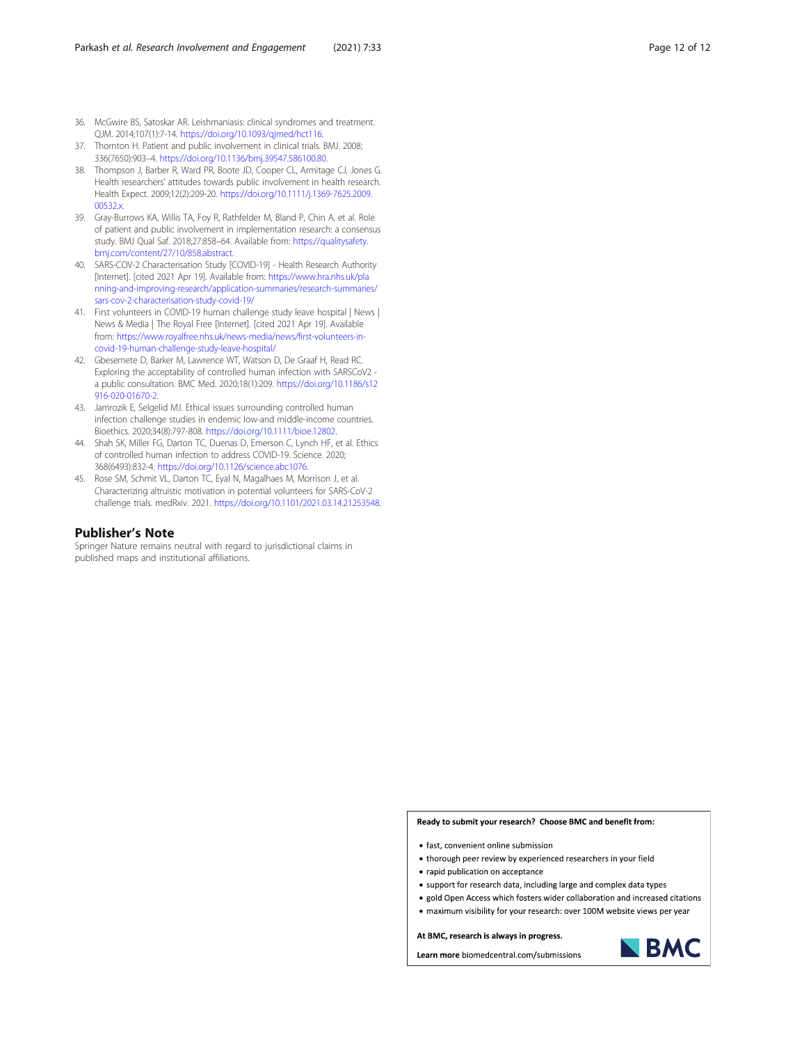36. McGwire BS, Satoskar AR. Leishmaniasis: clinical syndromes and treatment. QJM. 2014;107(1):7-14. https://doi.org/10.1093/qjmed/hct116.
37. Thornton H. Patient and public involvement in clinical trials. BMJ. 2008; 336(7650):903–4. https://doi.org/10.1136/bmj.39547.586100.80.
38. Thompson J, Barber R, Ward PR, Boote JD, Cooper CL, Armitage CJ, Jones G. Health researchers' attitudes towards public involvement in health research. Health Expect. 2009;12(2):209-20. https://doi.org/10.1111/j.1369-7625.2009.00532.x.
39. Gray-Burrows KA, Willis TA, Foy R, Rathfelder M, Bland P, Chin A, et al. Role of patient and public involvement in implementation research: a consensus study. BMJ Qual Saf. 2018;27:858–64. Available from: https://qualitysafety.bmj.com/content/27/10/858.abstract.
40. SARS-COV-2 Characterisation Study [COVID-19] - Health Research Authority [Internet]. [cited 2021 Apr 19]. Available from: https://www.hra.nhs.uk/planning-and-improving-research/application-summaries/research-summaries/sars-cov-2-characterisation-study-covid-19/
41. First volunteers in COVID-19 human challenge study leave hospital | News | News & Media | The Royal Free [Internet]. [cited 2021 Apr 19]. Available from: https://www.royalfree.nhs.uk/news-media/news/first-volunteers-in-covid-19-human-challenge-study-leave-hospital/
42. Gbesemete D, Barker M, Lawrence WT, Watson D, De Graaf H, Read RC. Exploring the acceptability of controlled human infection with SARSCoV2 - a public consultation. BMC Med. 2020;18(1):209. https://doi.org/10.1186/s12916-020-01670-2.
43. Jamrozik E, Selgelid MJ. Ethical issues surrounding controlled human infection challenge studies in endemic low-and middle-income countries. Bioethics. 2020;34(8):797-808. https://doi.org/10.1111/bioe.12802.
44. Shah SK, Miller FG, Darton TC, Duenas D, Emerson C, Lynch HF, et al. Ethics of controlled human infection to address COVID-19. Science. 2020; 368(6493):832-4. https://doi.org/10.1126/science.abc1076.
45. Rose SM, Schmit VL, Darton TC, Eyal N, Magalhaes M, Morrison J, et al. Characterizing altruistic motivation in potential volunteers for SARS-CoV-2 challenge trials. medRxiv. 2021. https://doi.org/10.1101/2021.03.14.21253548.

## Publisher's Note

Springer Nature remains neutral with regard to jurisdictional claims in published maps and institutional affiliations.

**Ready to submit your research? Choose BMC and benefit from:**

- fast, convenient online submission
- thorough peer review by experienced researchers in your field
- rapid publication on acceptance
- support for research data, including large and complex data types
- gold Open Access which fosters wider collaboration and increased citations
- maximum visibility for your research: over 100M website views per year

**At BMC, research is always in progress.**

**Learn more** biomedcentral.com/submissions

BMC